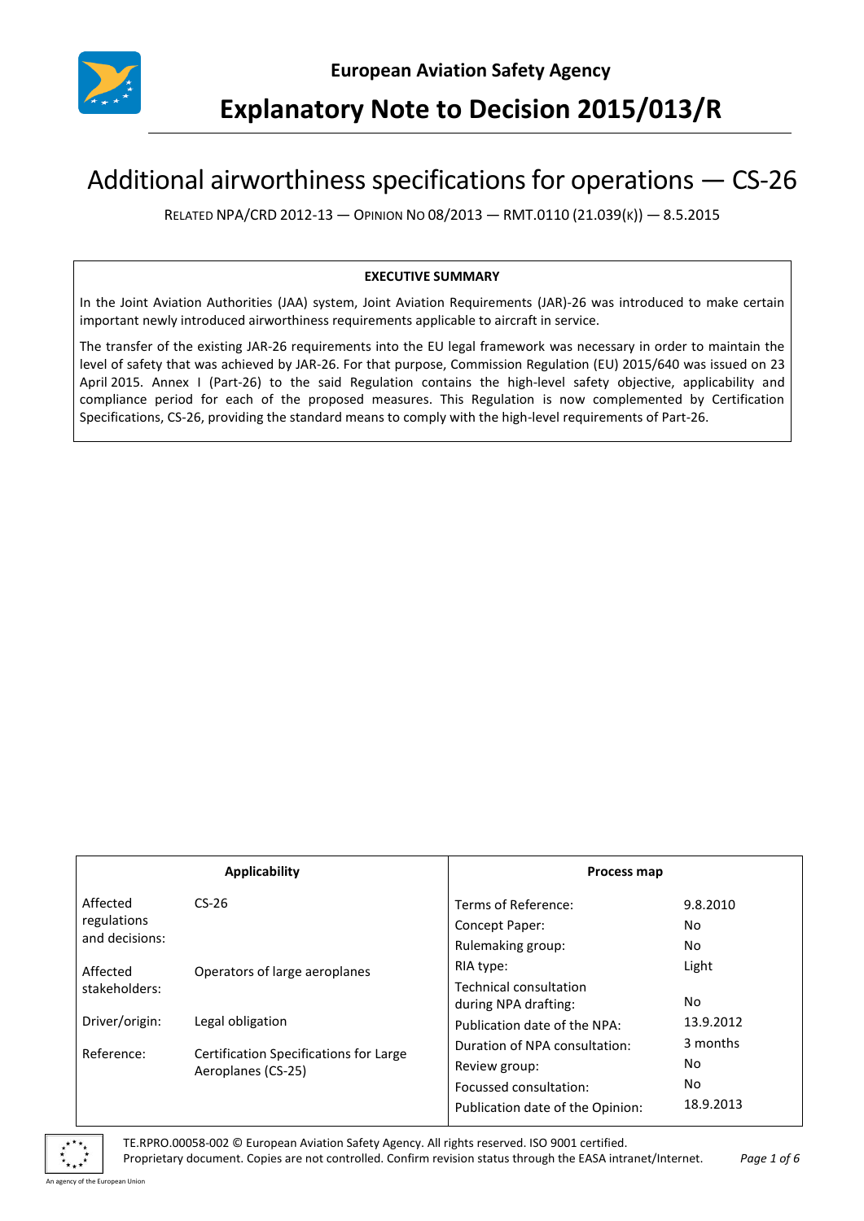**European Aviation Safety Agency**

# Explanatory Note to Decision 2015/013/R

## Additional airworthiness specifications for operations — CS-26

RELATED NPA/CRD 2012-13 — OPINION NO 08/2013 — RMT.0110 (21.039(K)) — 8.5.2015

**EXECUTIVE SUMMARY**

In the Joint Aviation Authorities (JAA) system, Joint Aviation Requirements (JAR)-26 was introduced to make certain important newly introduced airworthiness requirements applicable to aircraft in service.

The transfer of the existing JAR-26 requirements into the EU legal framework was necessary in order to maintain the level of safety that was achieved by JAR-26. For that purpose, Commission Regulation (EU) 2015/640 was issued on 23 April 2015. Annex I (Part-26) to the said Regulation contains the high-level safety objective, applicability and compliance period for each of the proposed measures. This Regulation is now complemented by Certification Specifications, CS-26, providing the standard means to comply with the high-level requirements of Part-26.

| **Applicability** | | **Process map** | |
|---|---|---|---|
| Affected regulations and decisions: | CS-26 | Terms of Reference: | 9.8.2010 |
| | | Concept Paper: | No |
| | | Rulemaking group: | No |
| Affected stakeholders: | Operators of large aeroplanes | RIA type: | Light |
| | | Technical consultation during NPA drafting: | No |
| Driver/origin: | Legal obligation | Publication date of the NPA: | 13.9.2012 |
| Reference: | Certification Specifications for Large Aeroplanes (CS-25) | Duration of NPA consultation: | 3 months |
| | | Review group: | No |
| | | Focussed consultation: | No |
| | | Publication date of the Opinion: | 18.9.2013 |

TE.RPRO.00058-002 © European Aviation Safety Agency. All rights reserved. ISO 9001 certified.
Proprietary document. Copies are not controlled. Confirm revision status through the EASA intranet/Internet.

An agency of the European Union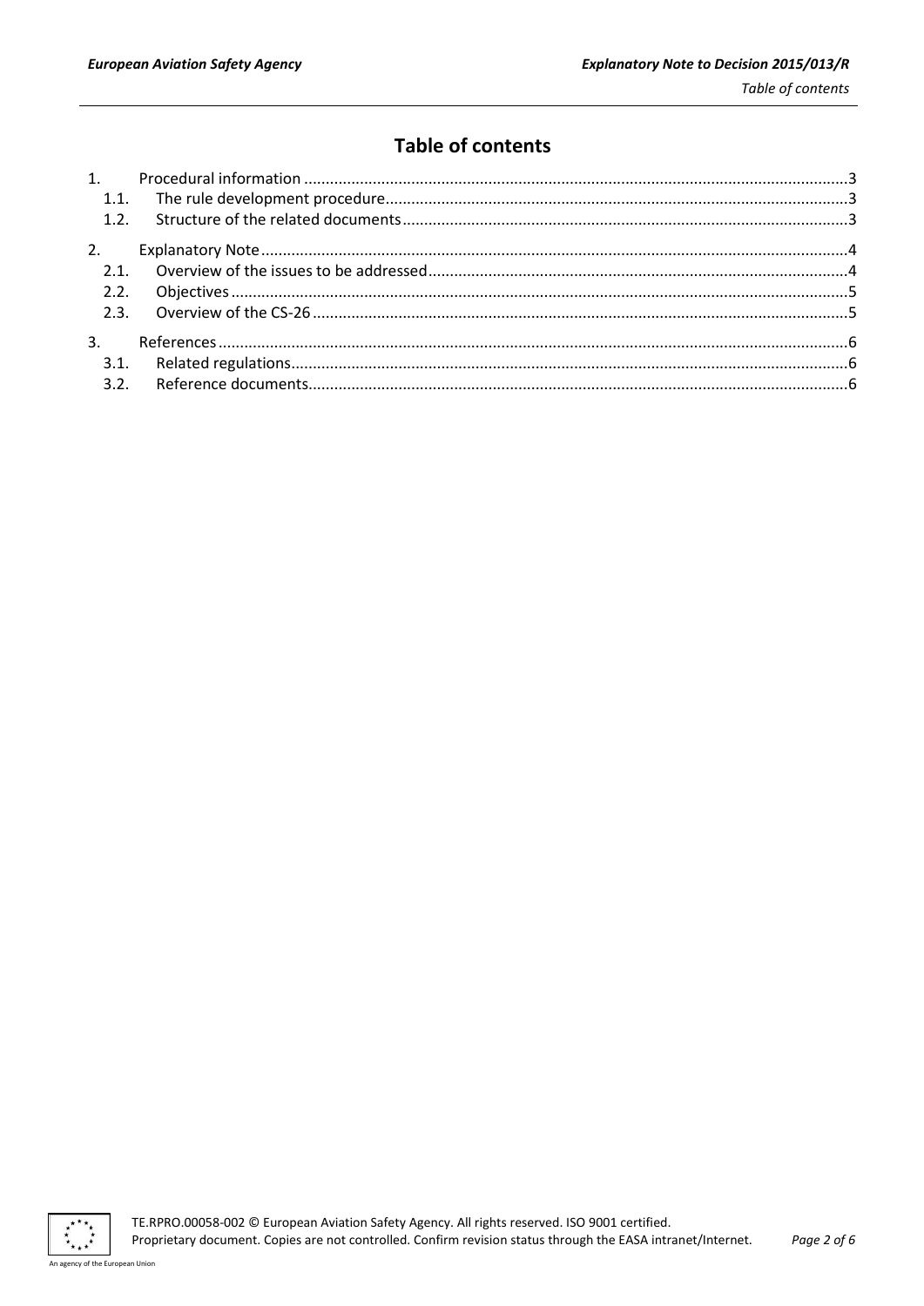## Table of contents

1. Procedural information ....................................................................................................................3
   - 1.1. The rule development procedure..........................................................................................3
   - 1.2. Structure of the related documents.......................................................................................3
2. Explanatory Note..................................................................................................................................4
   - 2.1. Overview of the issues to be addressed................................................................................4
   - 2.2. Objectives..............................................................................................................................5
   - 2.3. Overview of the CS-26...........................................................................................................5
3. References..............................................................................................................................................6
   - 3.1. Related regulations.................................................................................................................6
   - 3.2. Reference documents.............................................................................................................6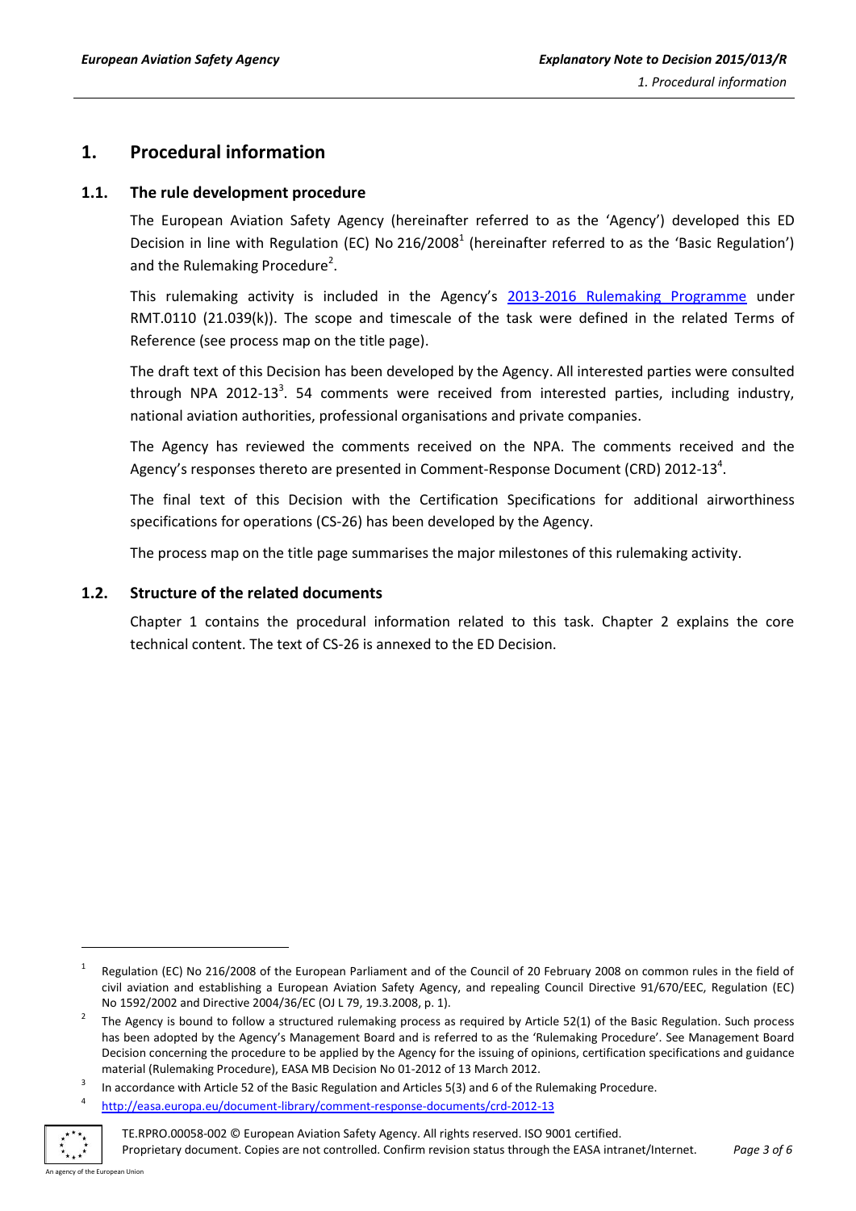# 1. Procedural information

## 1.1. The rule development procedure

The European Aviation Safety Agency (hereinafter referred to as the 'Agency') developed this ED Decision in line with Regulation (EC) No 216/2008[1] (hereinafter referred to as the 'Basic Regulation') and the Rulemaking Procedure[2].

This rulemaking activity is included in the Agency's [2013-2016 Rulemaking Programme](#) under RMT.0110 (21.039(k)). The scope and timescale of the task were defined in the related Terms of Reference (see process map on the title page).

The draft text of this Decision has been developed by the Agency. All interested parties were consulted through NPA 2012-13[3]. 54 comments were received from interested parties, including industry, national aviation authorities, professional organisations and private companies.

The Agency has reviewed the comments received on the NPA. The comments received and the Agency's responses thereto are presented in Comment-Response Document (CRD) 2012-13[4].

The final text of this Decision with the Certification Specifications for additional airworthiness specifications for operations (CS-26) has been developed by the Agency.

The process map on the title page summarises the major milestones of this rulemaking activity.

## 1.2. Structure of the related documents

Chapter 1 contains the procedural information related to this task. Chapter 2 explains the core technical content. The text of CS-26 is annexed to the ED Decision.

---

[1] Regulation (EC) No 216/2008 of the European Parliament and of the Council of 20 February 2008 on common rules in the field of civil aviation and establishing a European Aviation Safety Agency, and repealing Council Directive 91/670/EEC, Regulation (EC) No 1592/2002 and Directive 2004/36/EC (OJ L 79, 19.3.2008, p. 1).

[2] The Agency is bound to follow a structured rulemaking process as required by Article 52(1) of the Basic Regulation. Such process has been adopted by the Agency's Management Board and is referred to as the 'Rulemaking Procedure'. See Management Board Decision concerning the procedure to be applied by the Agency for the issuing of opinions, certification specifications and guidance material (Rulemaking Procedure), EASA MB Decision No 01-2012 of 13 March 2012.

[3] In accordance with Article 52 of the Basic Regulation and Articles 5(3) and 6 of the Rulemaking Procedure.

[4] http://easa.europa.eu/document-library/comment-response-documents/crd-2012-13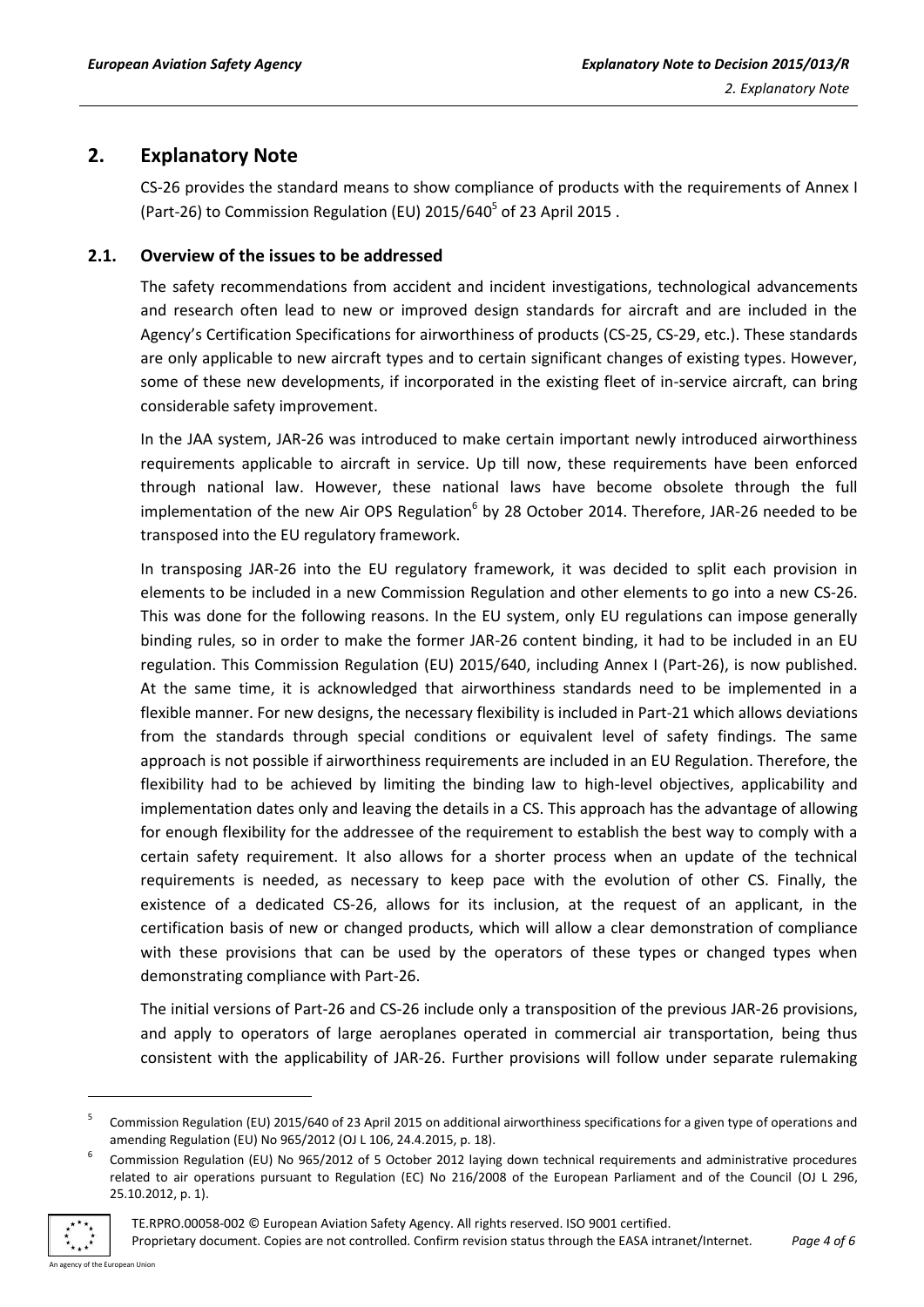## 2. Explanatory Note

CS-26 provides the standard means to show compliance of products with the requirements of Annex I (Part-26) to Commission Regulation (EU) 2015/640[5] of 23 April 2015 .

### 2.1. Overview of the issues to be addressed

The safety recommendations from accident and incident investigations, technological advancements and research often lead to new or improved design standards for aircraft and are included in the Agency's Certification Specifications for airworthiness of products (CS-25, CS-29, etc.). These standards are only applicable to new aircraft types and to certain significant changes of existing types. However, some of these new developments, if incorporated in the existing fleet of in-service aircraft, can bring considerable safety improvement.

In the JAA system, JAR-26 was introduced to make certain important newly introduced airworthiness requirements applicable to aircraft in service. Up till now, these requirements have been enforced through national law. However, these national laws have become obsolete through the full implementation of the new Air OPS Regulation[6] by 28 October 2014. Therefore, JAR-26 needed to be transposed into the EU regulatory framework.

In transposing JAR-26 into the EU regulatory framework, it was decided to split each provision in elements to be included in a new Commission Regulation and other elements to go into a new CS-26. This was done for the following reasons. In the EU system, only EU regulations can impose generally binding rules, so in order to make the former JAR-26 content binding, it had to be included in an EU regulation. This Commission Regulation (EU) 2015/640, including Annex I (Part-26), is now published. At the same time, it is acknowledged that airworthiness standards need to be implemented in a flexible manner. For new designs, the necessary flexibility is included in Part-21 which allows deviations from the standards through special conditions or equivalent level of safety findings. The same approach is not possible if airworthiness requirements are included in an EU Regulation. Therefore, the flexibility had to be achieved by limiting the binding law to high-level objectives, applicability and implementation dates only and leaving the details in a CS. This approach has the advantage of allowing for enough flexibility for the addressee of the requirement to establish the best way to comply with a certain safety requirement. It also allows for a shorter process when an update of the technical requirements is needed, as necessary to keep pace with the evolution of other CS. Finally, the existence of a dedicated CS-26, allows for its inclusion, at the request of an applicant, in the certification basis of new or changed products, which will allow a clear demonstration of compliance with these provisions that can be used by the operators of these types or changed types when demonstrating compliance with Part-26.

The initial versions of Part-26 and CS-26 include only a transposition of the previous JAR-26 provisions, and apply to operators of large aeroplanes operated in commercial air transportation, being thus consistent with the applicability of JAR-26. Further provisions will follow under separate rulemaking

---

[5] Commission Regulation (EU) 2015/640 of 23 April 2015 on additional airworthiness specifications for a given type of operations and amending Regulation (EU) No 965/2012 (OJ L 106, 24.4.2015, p. 18).

[6] Commission Regulation (EU) No 965/2012 of 5 October 2012 laying down technical requirements and administrative procedures related to air operations pursuant to Regulation (EC) No 216/2008 of the European Parliament and of the Council (OJ L 296, 25.10.2012, p. 1).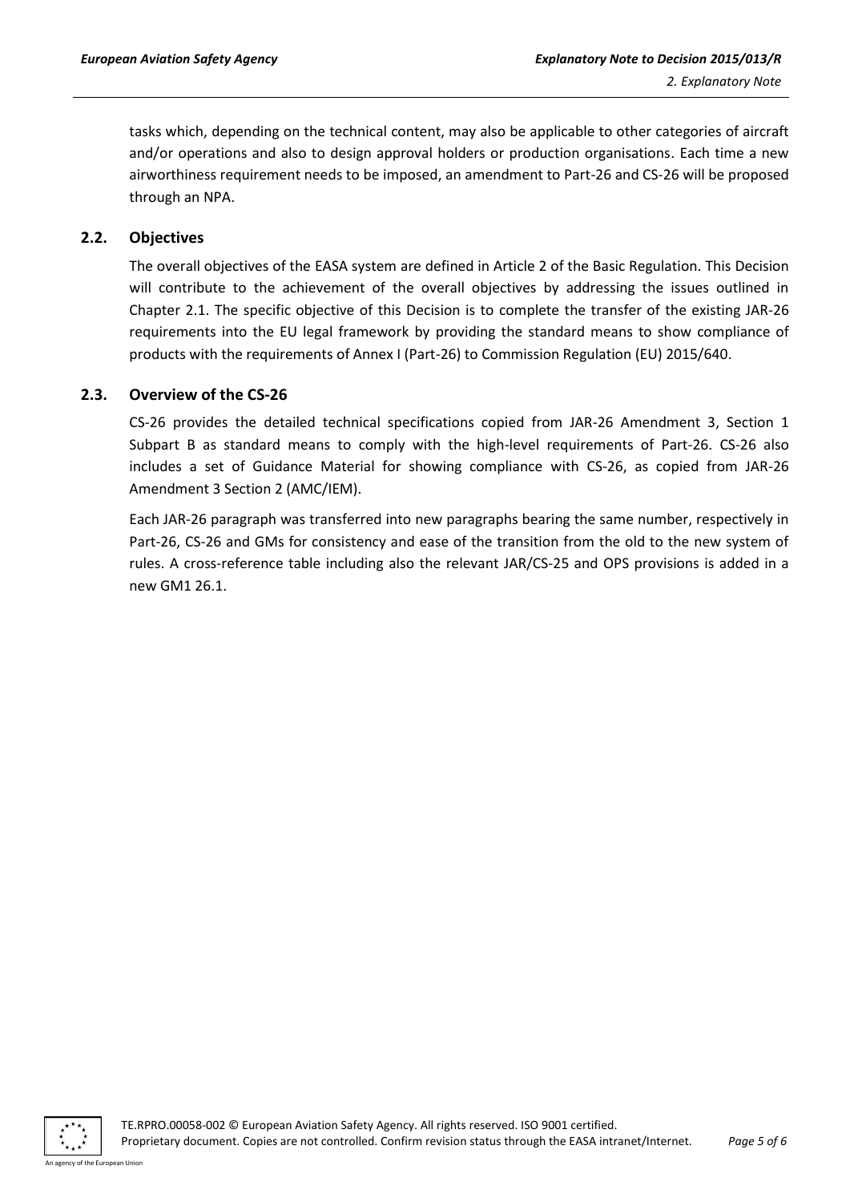tasks which, depending on the technical content, may also be applicable to other categories of aircraft and/or operations and also to design approval holders or production organisations. Each time a new airworthiness requirement needs to be imposed, an amendment to Part-26 and CS-26 will be proposed through an NPA.

## 2.2. Objectives

The overall objectives of the EASA system are defined in Article 2 of the Basic Regulation. This Decision will contribute to the achievement of the overall objectives by addressing the issues outlined in Chapter 2.1. The specific objective of this Decision is to complete the transfer of the existing JAR-26 requirements into the EU legal framework by providing the standard means to show compliance of products with the requirements of Annex I (Part-26) to Commission Regulation (EU) 2015/640.

## 2.3. Overview of the CS-26

CS-26 provides the detailed technical specifications copied from JAR-26 Amendment 3, Section 1 Subpart B as standard means to comply with the high-level requirements of Part-26. CS-26 also includes a set of Guidance Material for showing compliance with CS-26, as copied from JAR-26 Amendment 3 Section 2 (AMC/IEM).

Each JAR-26 paragraph was transferred into new paragraphs bearing the same number, respectively in Part-26, CS-26 and GMs for consistency and ease of the transition from the old to the new system of rules. A cross-reference table including also the relevant JAR/CS-25 and OPS provisions is added in a new GM1 26.1.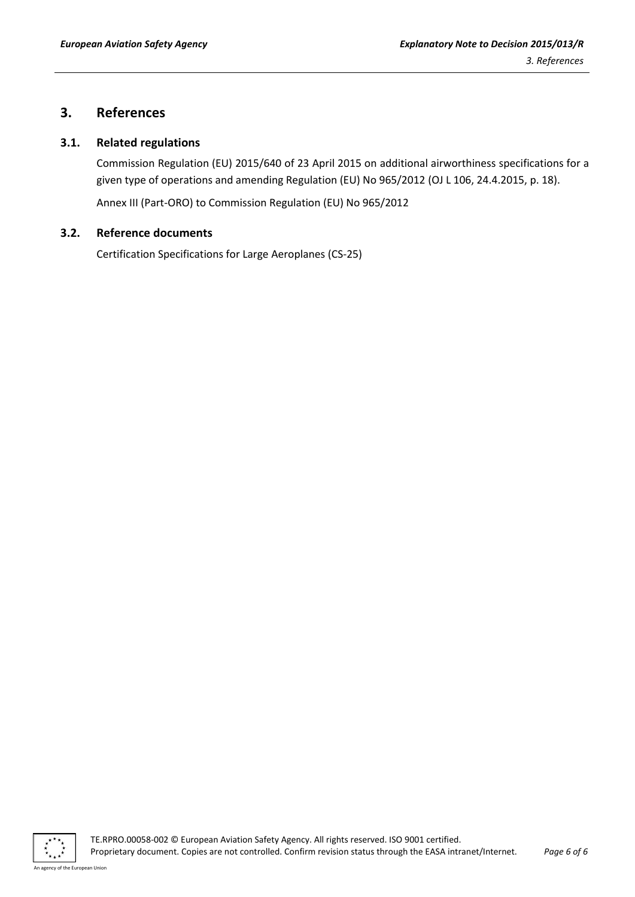## 3. References

### 3.1. Related regulations

Commission Regulation (EU) 2015/640 of 23 April 2015 on additional airworthiness specifications for a given type of operations and amending Regulation (EU) No 965/2012 (OJ L 106, 24.4.2015, p. 18).

Annex III (Part-ORO) to Commission Regulation (EU) No 965/2012

### 3.2. Reference documents

Certification Specifications for Large Aeroplanes (CS-25)